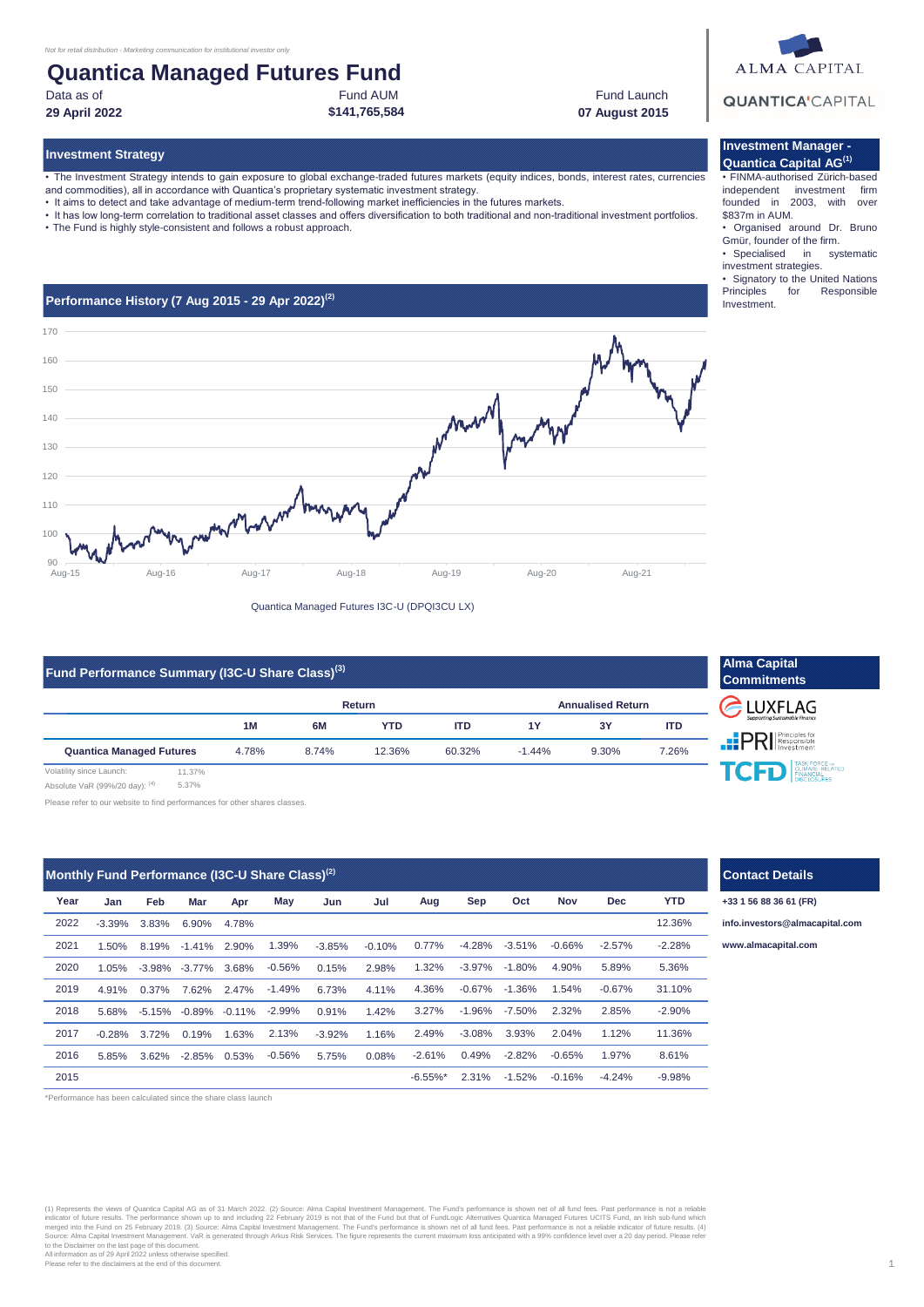*Not for retail distribution - Marketing communication for institutional investor only*

# Quantica Managed Futures Fund

| Data as of | Fund AUM | Fund Launch |
|---|---|---|
| **29 April 2022** | **$141,765,584** | **07 August 2015** |

ALMA CAPITAL

QUANTICA'CAPITAL

## Investment Strategy

- The Investment Strategy intends to gain exposure to global exchange-traded futures markets (equity indices, bonds, interest rates, currencies and commodities), all in accordance with Quantica's proprietary systematic investment strategy.
- It aims to detect and take advantage of medium-term trend-following market inefficiencies in the futures markets.
- It has low long-term correlation to traditional asset classes and offers diversification to both traditional and non-traditional investment portfolios.
- The Fund is highly style-consistent and follows a robust approach.

## Investment Manager - Quantica Capital AG[1]

- FINMA-authorised Zürich-based independent investment firm founded in 2003, with over $837m in AUM.
- Organised around Dr. Bruno Gmür, founder of the firm.
- Specialised in systematic investment strategies.
- Signatory to the United Nations Principles for Responsible Investment.

## Performance History (7 Aug 2015 - 29 Apr 2022)[2]

Quantica Managed Futures I3C-U (DPQI3CU LX)

## Fund Performance Summary (I3C-U Share Class)[3]

| | Return | | | | Annualised Return | | |
|---|---|---|---|---|---|---|---|
| | 1M | 6M | YTD | ITD | 1Y | 3Y | ITD |
| **Quantica Managed Futures** | 4.78% | 8.74% | 12.36% | 60.32% | -1.44% | 9.30% | 7.26% |

Volatility since Launch: 11.37%

Absolute VaR (99%/20 day): [4] 5.37%

Please refer to our website to find performances for other shares classes.

## Alma Capital Commitments

LUXFLAG – Supporting Sustainable Finance

PRI – Principles for Responsible Investment

TCFD – Task Force on Climate-Related Financial Disclosures

## Monthly Fund Performance (I3C-U Share Class)[2]

| Year | Jan | Feb | Mar | Apr | May | Jun | Jul | Aug | Sep | Oct | Nov | Dec | YTD |
|---|---|---|---|---|---|---|---|---|---|---|---|---|---|
| 2022 | -3.39% | 3.83% | 6.90% | 4.78% | | | | | | | | | 12.36% |
| 2021 | 1.50% | 8.19% | -1.41% | 2.90% | 1.39% | -3.85% | -0.10% | 0.77% | -4.28% | -3.51% | -0.66% | -2.57% | -2.28% |
| 2020 | 1.05% | -3.98% | -3.77% | 3.68% | -0.56% | 0.15% | 2.98% | 1.32% | -3.97% | -1.80% | 4.90% | 5.89% | 5.36% |
| 2019 | 4.91% | 0.37% | 7.62% | 2.47% | -1.49% | 6.73% | 4.11% | 4.36% | -0.67% | -1.36% | 1.54% | -0.67% | 31.10% |
| 2018 | 5.68% | -5.15% | -0.89% | -0.11% | -2.99% | 0.91% | 1.42% | 3.27% | -1.96% | -7.50% | 2.32% | 2.85% | -2.90% |
| 2017 | -0.28% | 3.72% | 0.19% | 1.63% | 2.13% | -3.92% | 1.16% | 2.49% | -3.08% | 3.93% | 2.04% | 1.12% | 11.36% |
| 2016 | 5.85% | 3.62% | -2.85% | 0.53% | -0.56% | 5.75% | 0.08% | -2.61% | 0.49% | -2.82% | -0.65% | 1.97% | 8.61% |
| 2015 | | | | | | | | -6.55%* | 2.31% | -1.52% | -0.16% | -4.24% | -9.98% |

*Performance has been calculated since the share class launch

## Contact Details

**+33 1 56 88 36 61 (FR)**

**info.investors@almacapital.com**

**www.almacapital.com**

(1) Represents the views of Quantica Capital AG as of 31 March 2022. (2) Source: Alma Capital Investment Management. The Fund's performance is shown net of all fund fees. Past performance is not a reliable indicator of future results. The performance shown up to and including 22 February 2019 is not that of the Fund but that of FundLogic Alternatives Quantica Managed Futures UCITS Fund, an Irish sub-fund which merged into the Fund on 25 February 2019. (3) Source: Alma Capital Investment Management. The Fund's performance is shown net of all fund fees. Past performance is not a reliable indicator of future results. (4) Source: Alma Capital Investment Management. VaR is generated through Arkus Risk Services. The figure represents the current maximum loss anticipated with a 99% confidence level over a 20 day period. Please refer to the Disclaimer on the last page of this document.

All information as of 29 April 2022 unless otherwise specified.

Please refer to the disclaimers at the end of this document.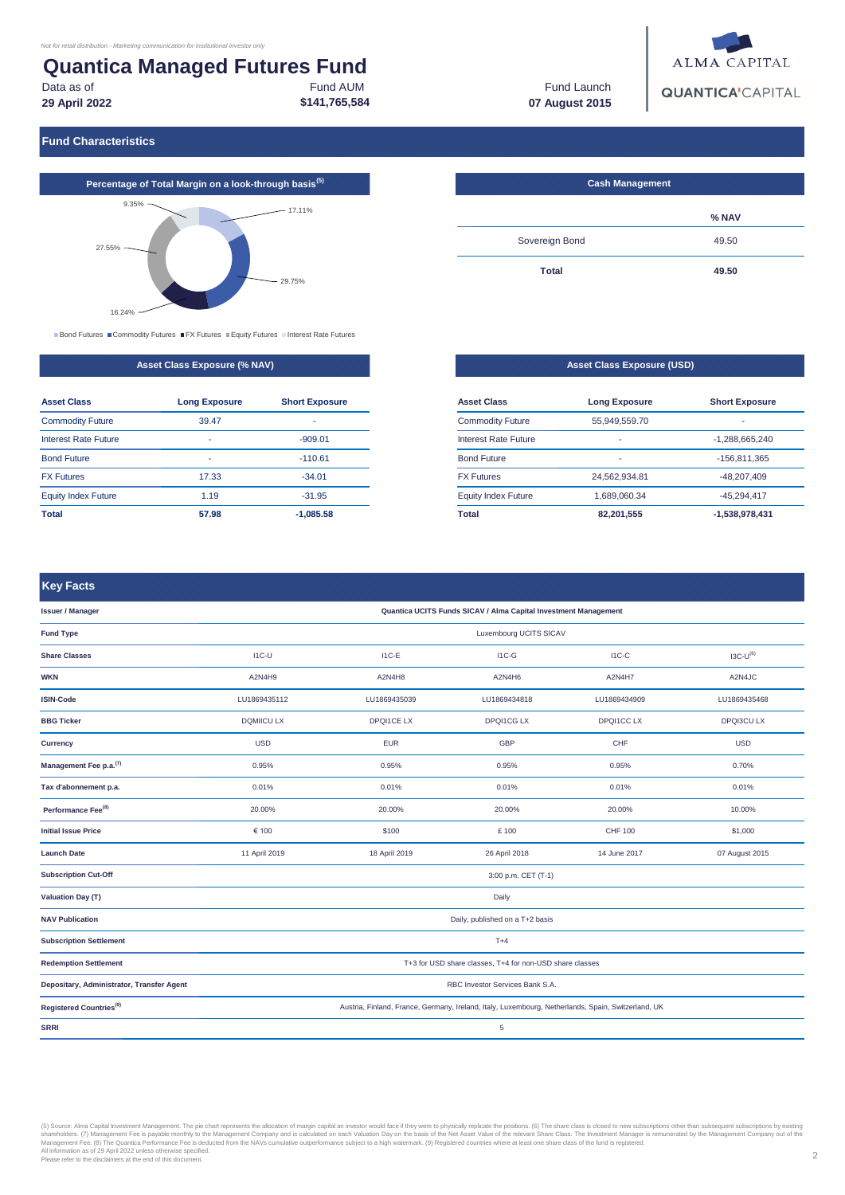*Not for retail distribution - Marketing communication for institutional investor only*

# Quantica Managed Futures Fund

| Data as of | Fund AUM | Fund Launch |
|---|---|---|
| **29 April 2022** | **$141,765,584** | **07 August 2015** |

ALMA CAPITAL

QUANTICA'CAPITAL

## Fund Characteristics

### Percentage of Total Margin on a look-through basis[5]

9.35%, 17.11%, 29.75%, 16.24%, 27.55%

Bond Futures ■ Commodity Futures ■ FX Futures ■ Equity Futures ■ Interest Rate Futures

### Cash Management

| | % NAV |
|---|---|
| Sovereign Bond | 49.50 |
| **Total** | **49.50** |

### Asset Class Exposure (% NAV)

| Asset Class | Long Exposure | Short Exposure |
|---|---|---|
| Commodity Future | 39.47 | - |
| Interest Rate Future | - | -909.01 |
| Bond Future | - | -110.61 |
| FX Futures | 17.33 | -34.01 |
| Equity Index Future | 1.19 | -31.95 |
| **Total** | **57.98** | **-1,085.58** |

### Asset Class Exposure (USD)

| Asset Class | Long Exposure | Short Exposure |
|---|---|---|
| Commodity Future | 55,949,559.70 | - |
| Interest Rate Future | - | -1,288,665,240 |
| Bond Future | - | -156,811,365 |
| FX Futures | 24,562,934.81 | -48,207,409 |
| Equity Index Future | 1,689,060.34 | -45,294,417 |
| **Total** | **82,201,555** | **-1,538,978,431** |

## Key Facts

| | | | | | |
|---|---|---|---|---|---|
| **Issuer / Manager** | Quantica UCITS Funds SICAV / Alma Capital Investment Management | | | | |
| **Fund Type** | Luxembourg UCITS SICAV | | | | |
| **Share Classes** | I1C-U | I1C-E | I1C-G | I1C-C | I3C-U[6] |
| **WKN** | A2N4H9 | A2N4H8 | A2N4H6 | A2N4H7 | A2N4JC |
| **ISIN-Code** | LU1869435112 | LU1869435039 | LU1869434818 | LU1869434909 | LU1869435468 |
| **BBG Ticker** | DQMIICU LX | DPQI1CE LX | DPQI1CG LX | DPQI1CC LX | DPQI3CU LX |
| **Currency** | USD | EUR | GBP | CHF | USD |
| **Management Fee p.a.[7]** | 0.95% | 0.95% | 0.95% | 0.95% | 0.70% |
| **Tax d'abonnement p.a.** | 0.01% | 0.01% | 0.01% | 0.01% | 0.01% |
| **Performance Fee[8]** | 20.00% | 20.00% | 20.00% | 20.00% | 10.00% |
| **Initial Issue Price** | € 100 | $100 | £ 100 | CHF 100 | $1,000 |
| **Launch Date** | 11 April 2019 | 18 April 2019 | 26 April 2018 | 14 June 2017 | 07 August 2015 |
| **Subscription Cut-Off** | 3:00 p.m. CET (T-1) | | | | |
| **Valuation Day (T)** | Daily | | | | |
| **NAV Publication** | Daily, published on a T+2 basis | | | | |
| **Subscription Settlement** | T+4 | | | | |
| **Redemption Settlement** | T+3 for USD share classes, T+4 for non-USD share classes | | | | |
| **Depositary, Administrator, Transfer Agent** | RBC Investor Services Bank S.A. | | | | |
| **Registered Countries[9]** | Austria, Finland, France, Germany, Ireland, Italy, Luxembourg, Netherlands, Spain, Switzerland, UK | | | | |
| **SRRI** | 5 | | | | |

(5) Source: Alma Capital Investment Management. The pie chart represents the allocation of margin capital an investor would face if they were to physically replicate the positions. (6) The share class is closed to new subscriptions other than subsequent subscriptions by existing shareholders. (7) Management Fee is payable monthly to the Management Company and is calculated on each Valuation Day on the basis of the Net Asset Value of the relevant Share Class. The Investment Manager is remunerated by the Management Company out of the Management Fee. (8) The Quantica Performance Fee is deducted from the NAVs cumulative outperformance subject to a high watermark. (9) Registered countries where at least one share class of the fund is registered.
All information as of 29 April 2022 unless otherwise specified.
Please refer to the disclaimers at the end of this document.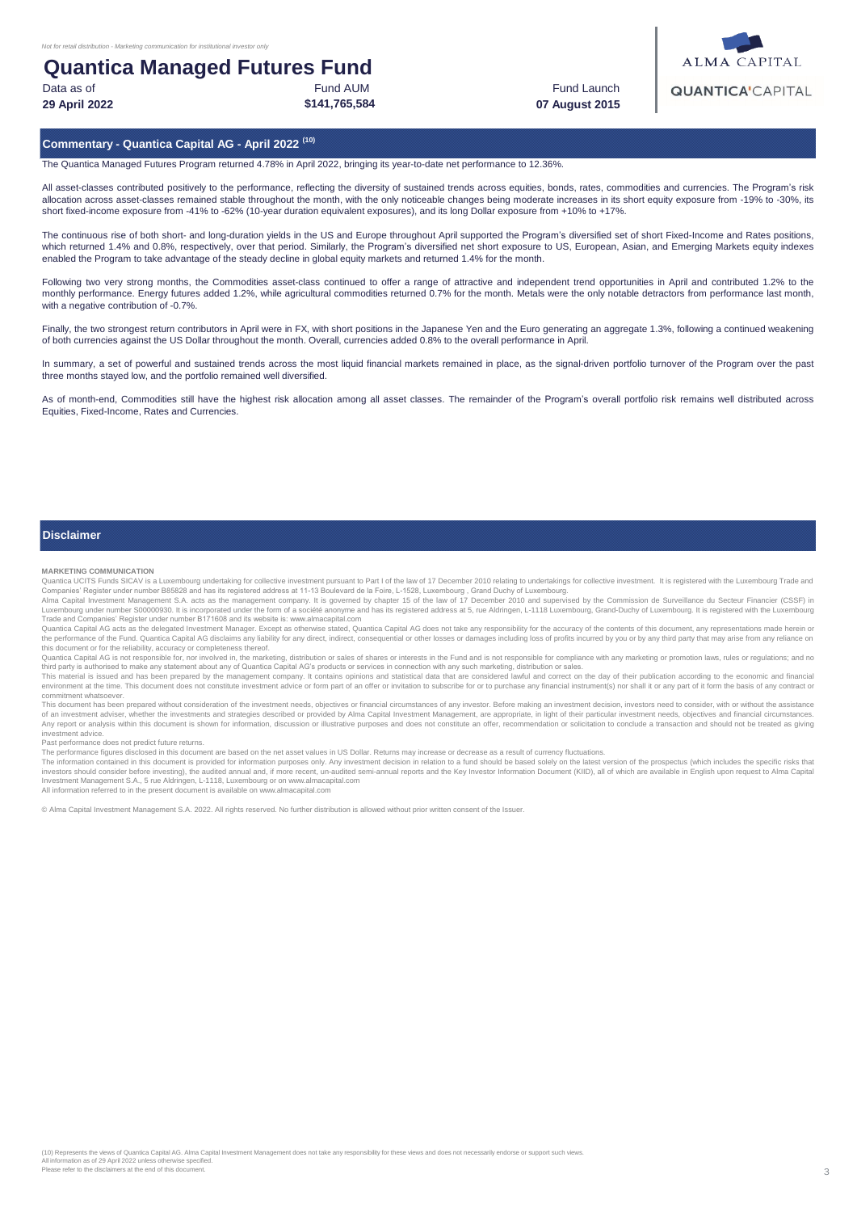*Not for retail distribution - Marketing communication for institutional investor only*

# Quantica Managed Futures Fund

| Data as of | Fund AUM | Fund Launch |
|---|---|---|
| **29 April 2022** | **$141,765,584** | **07 August 2015** |

ALMA CAPITAL

QUANTICA'CAPITAL

## Commentary - Quantica Capital AG - April 2022 (10)

The Quantica Managed Futures Program returned 4.78% in April 2022, bringing its year-to-date net performance to 12.36%.

All asset-classes contributed positively to the performance, reflecting the diversity of sustained trends across equities, bonds, rates, commodities and currencies. The Program's risk allocation across asset-classes remained stable throughout the month, with the only noticeable changes being moderate increases in its short equity exposure from -19% to -30%, its short fixed-income exposure from -41% to -62% (10-year duration equivalent exposures), and its long Dollar exposure from +10% to +17%.

The continuous rise of both short- and long-duration yields in the US and Europe throughout April supported the Program's diversified set of short Fixed-Income and Rates positions, which returned 1.4% and 0.8%, respectively, over that period. Similarly, the Program's diversified net short exposure to US, European, Asian, and Emerging Markets equity indexes enabled the Program to take advantage of the steady decline in global equity markets and returned 1.4% for the month.

Following two very strong months, the Commodities asset-class continued to offer a range of attractive and independent trend opportunities in April and contributed 1.2% to the monthly performance. Energy futures added 1.2%, while agricultural commodities returned 0.7% for the month. Metals were the only notable detractors from performance last month, with a negative contribution of -0.7%.

Finally, the two strongest return contributors in April were in FX, with short positions in the Japanese Yen and the Euro generating an aggregate 1.3%, following a continued weakening of both currencies against the US Dollar throughout the month. Overall, currencies added 0.8% to the overall performance in April.

In summary, a set of powerful and sustained trends across the most liquid financial markets remained in place, as the signal-driven portfolio turnover of the Program over the past three months stayed low, and the portfolio remained well diversified.

As of month-end, Commodities still have the highest risk allocation among all asset classes. The remainder of the Program's overall portfolio risk remains well distributed across Equities, Fixed-Income, Rates and Currencies.

## Disclaimer

**MARKETING COMMUNICATION**

Quantica UCITS Funds SICAV is a Luxembourg undertaking for collective investment pursuant to Part I of the law of 17 December 2010 relating to undertakings for collective investment. It is registered with the Luxembourg Trade and Companies' Register under number B85828 and has its registered address at 11-13 Boulevard de la Foire, L-1528, Luxembourg , Grand Duchy of Luxembourg.

Alma Capital Investment Management S.A. acts as the management company. It is governed by chapter 15 of the law of 17 December 2010 and supervised by the Commission de Surveillance du Secteur Financier (CSSF) in Luxembourg under number S00000930. It is incorporated under the form of a société anonyme and has its registered address at 5, rue Aldringen, L-1118 Luxembourg, Grand-Duchy of Luxembourg. It is registered with the Luxembourg Trade and Companies' Register under number B171608 and its website is: www.almacapital.com

Quantica Capital AG acts as the delegated Investment Manager. Except as otherwise stated, Quantica Capital AG does not take any responsibility for the accuracy of the contents of this document, any representations made herein or the performance of the Fund. Quantica Capital AG disclaims any liability for any direct, indirect, consequential or other losses or damages including loss of profits incurred by you or by any third party that may arise from any reliance on this document or for the reliability, accuracy or completeness thereof.

Quantica Capital AG is not responsible for, nor involved in, the marketing, distribution or sales of shares or interests in the Fund and is not responsible for compliance with any marketing or promotion laws, rules or regulations; and no third party is authorised to make any statement about any of Quantica Capital AG's products or services in connection with any such marketing, distribution or sales.

This material is issued and has been prepared by the management company. It contains opinions and statistical data that are considered lawful and correct on the day of their publication according to the economic and financial environment at the time. This document does not constitute investment advice or form part of an offer or invitation to subscribe for or to purchase any financial instrument(s) nor shall it or any part of it form the basis of any contract or commitment whatsoever.

This document has been prepared without consideration of the investment needs, objectives or financial circumstances of any investor. Before making an investment decision, investors need to consider, with or without the assistance of an investment adviser, whether the investments and strategies described or provided by Alma Capital Investment Management, are appropriate, in light of their particular investment needs, objectives and financial circumstances. Any report or analysis within this document is shown for information, discussion or illustrative purposes and does not constitute an offer, recommendation or solicitation to conclude a transaction and should not be treated as giving investment advice.

Past performance does not predict future returns.

The performance figures disclosed in this document are based on the net asset values in US Dollar. Returns may increase or decrease as a result of currency fluctuations.

The information contained in this document is provided for information purposes only. Any investment decision in relation to a fund should be based solely on the latest version of the prospectus (which includes the specific risks that investors should consider before investing), the audited annual and, if more recent, un-audited semi-annual reports and the Key Investor Information Document (KIID), all of which are available in English upon request to Alma Capital Investment Management S.A., 5 rue Aldringen, L-1118, Luxembourg or on www.almacapital.com

All information referred to in the present document is available on www.almacapital.com

© Alma Capital Investment Management S.A. 2022. All rights reserved. No further distribution is allowed without prior written consent of the Issuer.

(10) Represents the views of Quantica Capital AG. Alma Capital Investment Management does not take any responsibility for these views and does not necessarily endorse or support such views.
All information as of 29 April 2022 unless otherwise specified.
Please refer to the disclaimers at the end of this document.